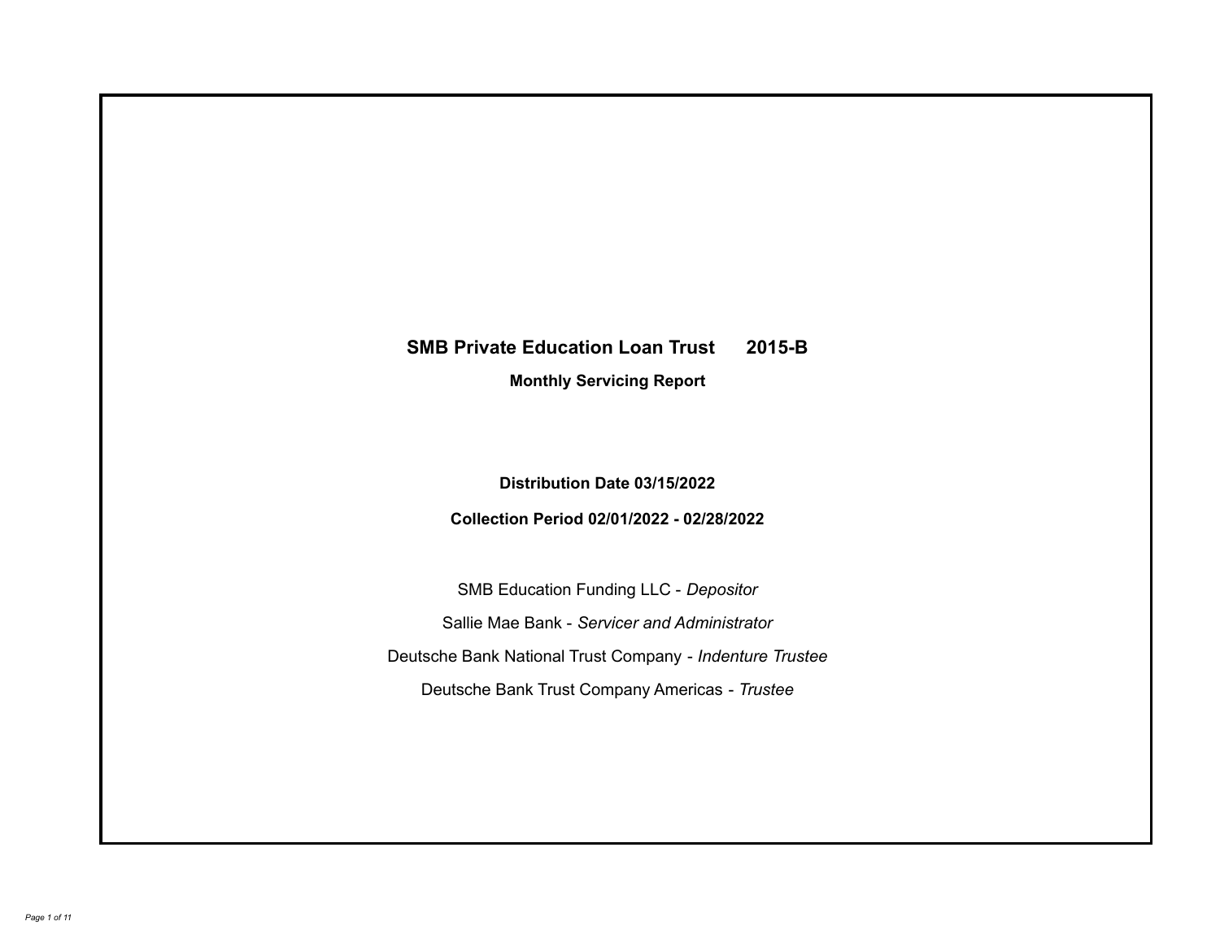# SMB Private Education Loan Trust 2015-B

## Monthly Servicing Report

**Distribution Date 03/15/2022**

**Collection Period 02/01/2022 - 02/28/2022**

SMB Education Funding LLC - *Depositor*

Sallie Mae Bank - *Servicer and Administrator*

Deutsche Bank National Trust Company - *Indenture Trustee*

Deutsche Bank Trust Company Americas - *Trustee*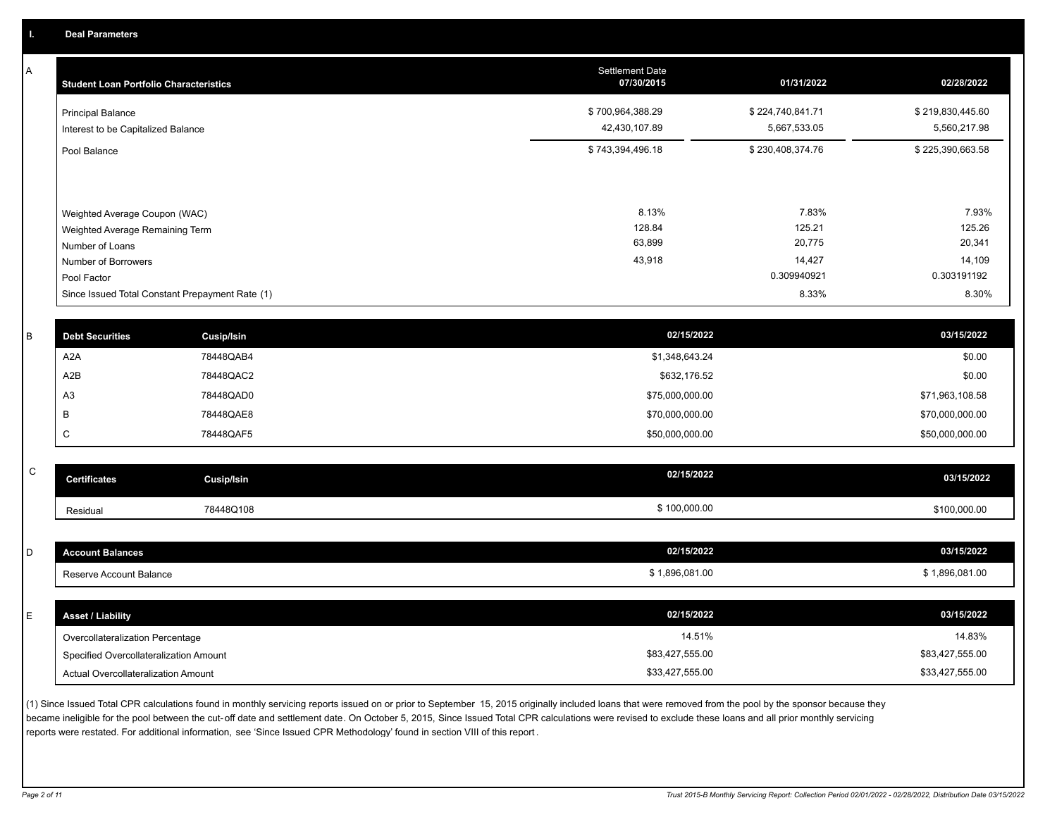## I. Deal Parameters

### A

| Student Loan Portfolio Characteristics | Settlement Date 07/30/2015 | 01/31/2022 | 02/28/2022 |
|---|---|---|---|
| Principal Balance | $ 700,964,388.29 | $ 224,740,841.71 | $ 219,830,445.60 |
| Interest to be Capitalized Balance | 42,430,107.89 | 5,667,533.05 | 5,560,217.98 |
| Pool Balance | $ 743,394,496.18 | $ 230,408,374.76 | $ 225,390,663.58 |
| Weighted Average Coupon (WAC) | 8.13% | 7.83% | 7.93% |
| Weighted Average Remaining Term | 128.84 | 125.21 | 125.26 |
| Number of Loans | 63,899 | 20,775 | 20,341 |
| Number of Borrowers | 43,918 | 14,427 | 14,109 |
| Pool Factor | | 0.309940921 | 0.303191192 |
| Since Issued Total Constant Prepayment Rate (1) | | 8.33% | 8.30% |

### B

| Debt Securities | Cusip/Isin | 02/15/2022 | 03/15/2022 |
|---|---|---|---|
| A2A | 78448QAB4 | $1,348,643.24 | $0.00 |
| A2B | 78448QAC2 | $632,176.52 | $0.00 |
| A3 | 78448QAD0 | $75,000,000.00 | $71,963,108.58 |
| B | 78448QAE8 | $70,000,000.00 | $70,000,000.00 |
| C | 78448QAF5 | $50,000,000.00 | $50,000,000.00 |

### C

| Certificates | Cusip/Isin | 02/15/2022 | 03/15/2022 |
|---|---|---|---|
| Residual | 78448Q108 | $ 100,000.00 | $100,000.00 |

### D

| Account Balances | 02/15/2022 | 03/15/2022 |
|---|---|---|
| Reserve Account Balance | $ 1,896,081.00 | $ 1,896,081.00 |

### E

| Asset / Liability | 02/15/2022 | 03/15/2022 |
|---|---|---|
| Overcollateralization Percentage | 14.51% | 14.83% |
| Specified Overcollateralization Amount | $83,427,555.00 | $83,427,555.00 |
| Actual Overcollateralization Amount | $33,427,555.00 | $33,427,555.00 |

(1) Since Issued Total CPR calculations found in monthly servicing reports issued on or prior to September 15, 2015 originally included loans that were removed from the pool by the sponsor because they became ineligible for the pool between the cut-off date and settlement date. On October 5, 2015, Since Issued Total CPR calculations were revised to exclude these loans and all prior monthly servicing reports were restated. For additional information, see 'Since Issued CPR Methodology' found in section VIII of this report.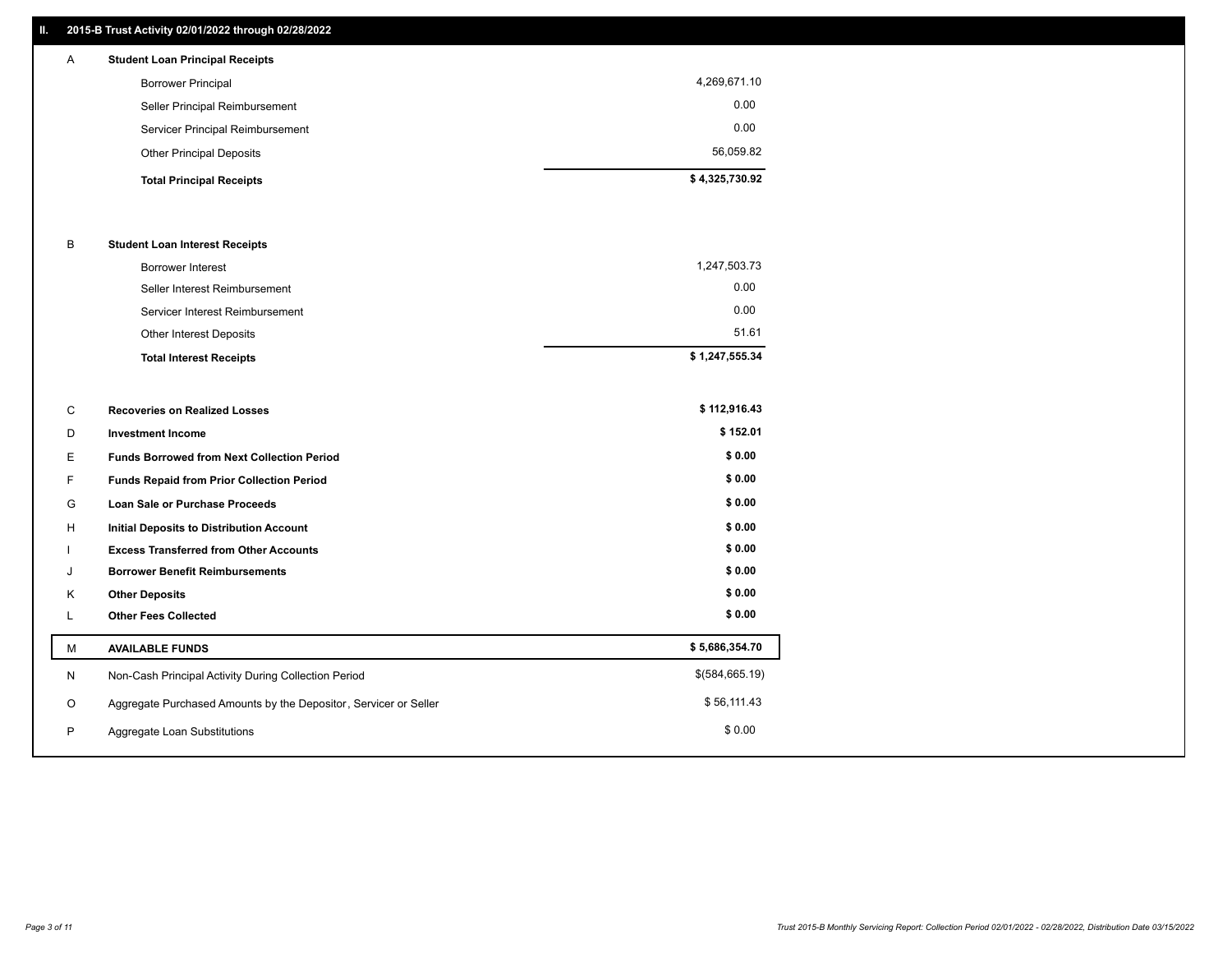## II. 2015-B Trust Activity 02/01/2022 through 02/28/2022

| | | |
|---|---|---|
| A | **Student Loan Principal Receipts** | |
| | Borrower Principal | 4,269,671.10 |
| | Seller Principal Reimbursement | 0.00 |
| | Servicer Principal Reimbursement | 0.00 |
| | Other Principal Deposits | 56,059.82 |
| | **Total Principal Receipts** | **$ 4,325,730.92** |
| B | **Student Loan Interest Receipts** | |
| | Borrower Interest | 1,247,503.73 |
| | Seller Interest Reimbursement | 0.00 |
| | Servicer Interest Reimbursement | 0.00 |
| | Other Interest Deposits | 51.61 |
| | **Total Interest Receipts** | **$ 1,247,555.34** |
| C | **Recoveries on Realized Losses** | **$ 112,916.43** |
| D | **Investment Income** | **$ 152.01** |
| E | **Funds Borrowed from Next Collection Period** | **$ 0.00** |
| F | **Funds Repaid from Prior Collection Period** | **$ 0.00** |
| G | **Loan Sale or Purchase Proceeds** | **$ 0.00** |
| H | **Initial Deposits to Distribution Account** | **$ 0.00** |
| I | **Excess Transferred from Other Accounts** | **$ 0.00** |
| J | **Borrower Benefit Reimbursements** | **$ 0.00** |
| K | **Other Deposits** | **$ 0.00** |
| L | **Other Fees Collected** | **$ 0.00** |
| M | **AVAILABLE FUNDS** | **$ 5,686,354.70** |
| N | Non-Cash Principal Activity During Collection Period | $(584,665.19) |
| O | Aggregate Purchased Amounts by the Depositor, Servicer or Seller | $ 56,111.43 |
| P | Aggregate Loan Substitutions | $ 0.00 |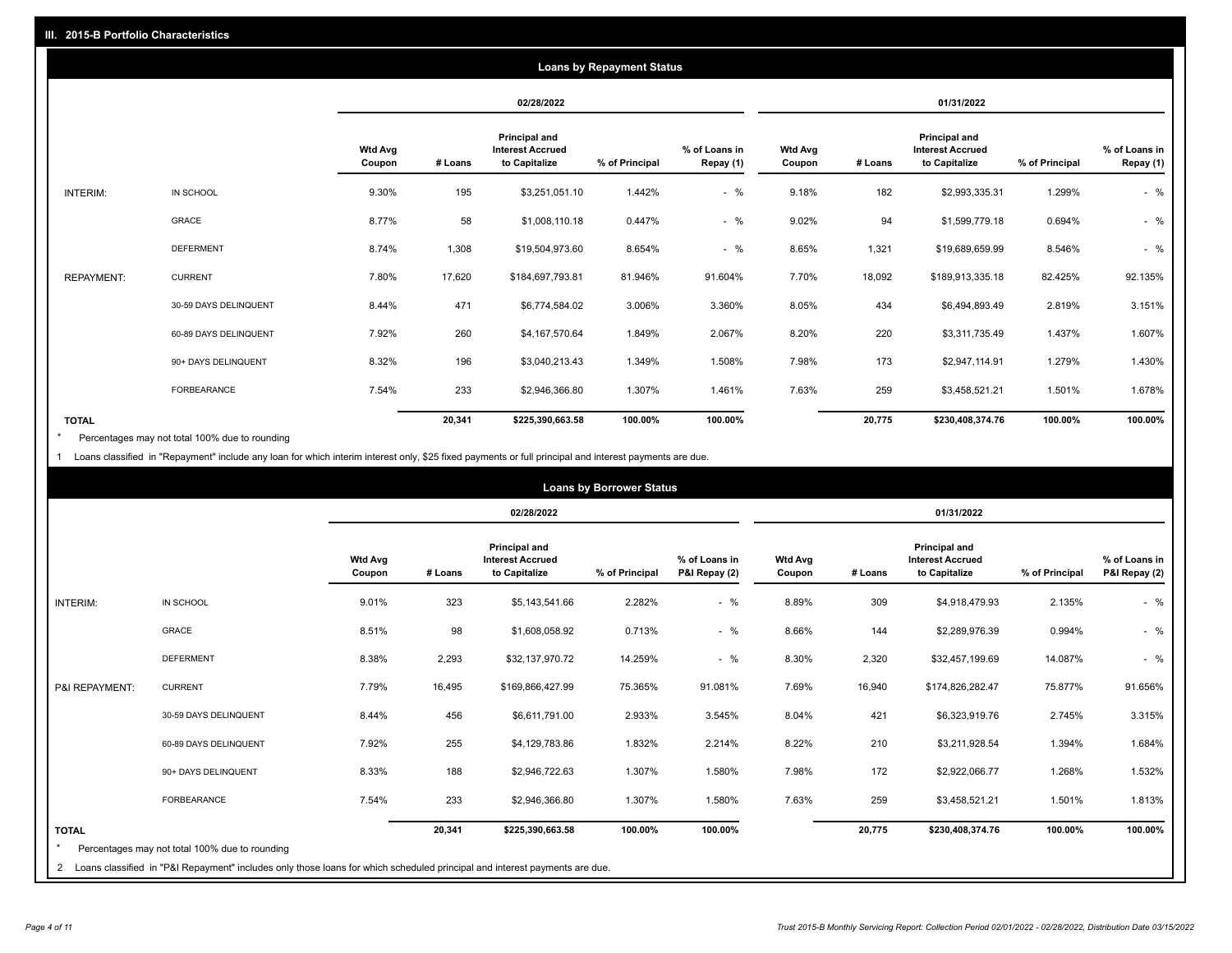## III. 2015-B Portfolio Characteristics

### Loans by Repayment Status

| | | 02/28/2022 | | | | | 01/31/2022 | | | | |
|---|---|---|---|---|---|---|---|---|---|---|---|
| | | Wtd Avg Coupon | # Loans | Principal and Interest Accrued to Capitalize | % of Principal | % of Loans in Repay (1) | Wtd Avg Coupon | # Loans | Principal and Interest Accrued to Capitalize | % of Principal | % of Loans in Repay (1) |
| INTERIM: | IN SCHOOL | 9.30% | 195 | $3,251,051.10 | 1.442% | - % | 9.18% | 182 | $2,993,335.31 | 1.299% | - % |
| | GRACE | 8.77% | 58 | $1,008,110.18 | 0.447% | - % | 9.02% | 94 | $1,599,779.18 | 0.694% | - % |
| | DEFERMENT | 8.74% | 1,308 | $19,504,973.60 | 8.654% | - % | 8.65% | 1,321 | $19,689,659.99 | 8.546% | - % |
| REPAYMENT: | CURRENT | 7.80% | 17,620 | $184,697,793.81 | 81.946% | 91.604% | 7.70% | 18,092 | $189,913,335.18 | 82.425% | 92.135% |
| | 30-59 DAYS DELINQUENT | 8.44% | 471 | $6,774,584.02 | 3.006% | 3.360% | 8.05% | 434 | $6,494,893.49 | 2.819% | 3.151% |
| | 60-89 DAYS DELINQUENT | 7.92% | 260 | $4,167,570.64 | 1.849% | 2.067% | 8.20% | 220 | $3,311,735.49 | 1.437% | 1.607% |
| | 90+ DAYS DELINQUENT | 8.32% | 196 | $3,040,213.43 | 1.349% | 1.508% | 7.98% | 173 | $2,947,114.91 | 1.279% | 1.430% |
| | FORBEARANCE | 7.54% | 233 | $2,946,366.80 | 1.307% | 1.461% | 7.63% | 259 | $3,458,521.21 | 1.501% | 1.678% |
| **TOTAL** | | | **20,341** | **$225,390,663.58** | **100.00%** | **100.00%** | | **20,775** | **$230,408,374.76** | **100.00%** | **100.00%** |

\* Percentages may not total 100% due to rounding

1 Loans classified in "Repayment" include any loan for which interim interest only, $25 fixed payments or full principal and interest payments are due.

### Loans by Borrower Status

| | | 02/28/2022 | | | | | 01/31/2022 | | | | |
|---|---|---|---|---|---|---|---|---|---|---|---|
| | | Wtd Avg Coupon | # Loans | Principal and Interest Accrued to Capitalize | % of Principal | % of Loans in P&I Repay (2) | Wtd Avg Coupon | # Loans | Principal and Interest Accrued to Capitalize | % of Principal | % of Loans in P&I Repay (2) |
| INTERIM: | IN SCHOOL | 9.01% | 323 | $5,143,541.66 | 2.282% | - % | 8.89% | 309 | $4,918,479.93 | 2.135% | - % |
| | GRACE | 8.51% | 98 | $1,608,058.92 | 0.713% | - % | 8.66% | 144 | $2,289,976.39 | 0.994% | - % |
| | DEFERMENT | 8.38% | 2,293 | $32,137,970.72 | 14.259% | - % | 8.30% | 2,320 | $32,457,199.69 | 14.087% | - % |
| P&I REPAYMENT: | CURRENT | 7.79% | 16,495 | $169,866,427.99 | 75.365% | 91.081% | 7.69% | 16,940 | $174,826,282.47 | 75.877% | 91.656% |
| | 30-59 DAYS DELINQUENT | 8.44% | 456 | $6,611,791.00 | 2.933% | 3.545% | 8.04% | 421 | $6,323,919.76 | 2.745% | 3.315% |
| | 60-89 DAYS DELINQUENT | 7.92% | 255 | $4,129,783.86 | 1.832% | 2.214% | 8.22% | 210 | $3,211,928.54 | 1.394% | 1.684% |
| | 90+ DAYS DELINQUENT | 8.33% | 188 | $2,946,722.63 | 1.307% | 1.580% | 7.98% | 172 | $2,922,066.77 | 1.268% | 1.532% |
| | FORBEARANCE | 7.54% | 233 | $2,946,366.80 | 1.307% | 1.580% | 7.63% | 259 | $3,458,521.21 | 1.501% | 1.813% |
| **TOTAL** | | | **20,341** | **$225,390,663.58** | **100.00%** | **100.00%** | | **20,775** | **$230,408,374.76** | **100.00%** | **100.00%** |

\* Percentages may not total 100% due to rounding

2 Loans classified in "P&I Repayment" includes only those loans for which scheduled principal and interest payments are due.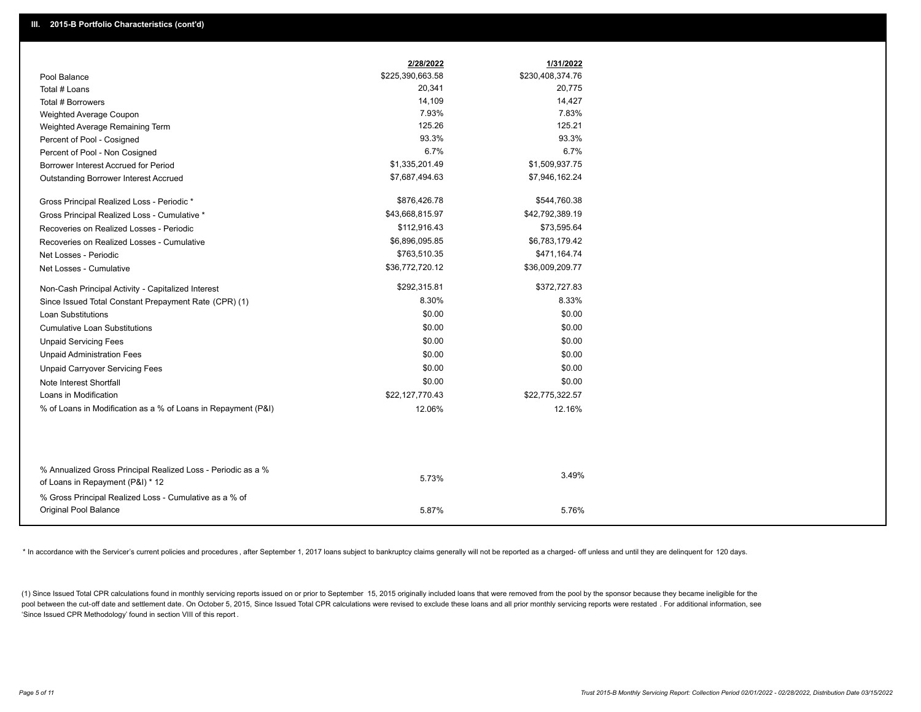## III. 2015-B Portfolio Characteristics (cont'd)

| | 2/28/2022 | 1/31/2022 |
|---|---|---|
| Pool Balance | $225,390,663.58 | $230,408,374.76 |
| Total # Loans | 20,341 | 20,775 |
| Total # Borrowers | 14,109 | 14,427 |
| Weighted Average Coupon | 7.93% | 7.83% |
| Weighted Average Remaining Term | 125.26 | 125.21 |
| Percent of Pool - Cosigned | 93.3% | 93.3% |
| Percent of Pool - Non Cosigned | 6.7% | 6.7% |
| Borrower Interest Accrued for Period | $1,335,201.49 | $1,509,937.75 |
| Outstanding Borrower Interest Accrued | $7,687,494.63 | $7,946,162.24 |
| Gross Principal Realized Loss - Periodic * | $876,426.78 | $544,760.38 |
| Gross Principal Realized Loss - Cumulative * | $43,668,815.97 | $42,792,389.19 |
| Recoveries on Realized Losses - Periodic | $112,916.43 | $73,595.64 |
| Recoveries on Realized Losses - Cumulative | $6,896,095.85 | $6,783,179.42 |
| Net Losses - Periodic | $763,510.35 | $471,164.74 |
| Net Losses - Cumulative | $36,772,720.12 | $36,009,209.77 |
| Non-Cash Principal Activity - Capitalized Interest | $292,315.81 | $372,727.83 |
| Since Issued Total Constant Prepayment Rate (CPR) (1) | 8.30% | 8.33% |
| Loan Substitutions | $0.00 | $0.00 |
| Cumulative Loan Substitutions | $0.00 | $0.00 |
| Unpaid Servicing Fees | $0.00 | $0.00 |
| Unpaid Administration Fees | $0.00 | $0.00 |
| Unpaid Carryover Servicing Fees | $0.00 | $0.00 |
| Note Interest Shortfall | $0.00 | $0.00 |
| Loans in Modification | $22,127,770.43 | $22,775,322.57 |
| % of Loans in Modification as a % of Loans in Repayment (P&I) | 12.06% | 12.16% |
| % Annualized Gross Principal Realized Loss - Periodic as a % of Loans in Repayment (P&I) * 12 | 5.73% | 3.49% |
| % Gross Principal Realized Loss - Cumulative as a % of Original Pool Balance | 5.87% | 5.76% |

* In accordance with the Servicer's current policies and procedures , after September 1, 2017 loans subject to bankruptcy claims generally will not be reported as a charged- off unless and until they are delinquent for 120 days.

(1) Since Issued Total CPR calculations found in monthly servicing reports issued on or prior to September 15, 2015 originally included loans that were removed from the pool by the sponsor because they became ineligible for the pool between the cut-off date and settlement date. On October 5, 2015, Since Issued Total CPR calculations were revised to exclude these loans and all prior monthly servicing reports were restated . For additional information, see 'Since Issued CPR Methodology' found in section VIII of this report .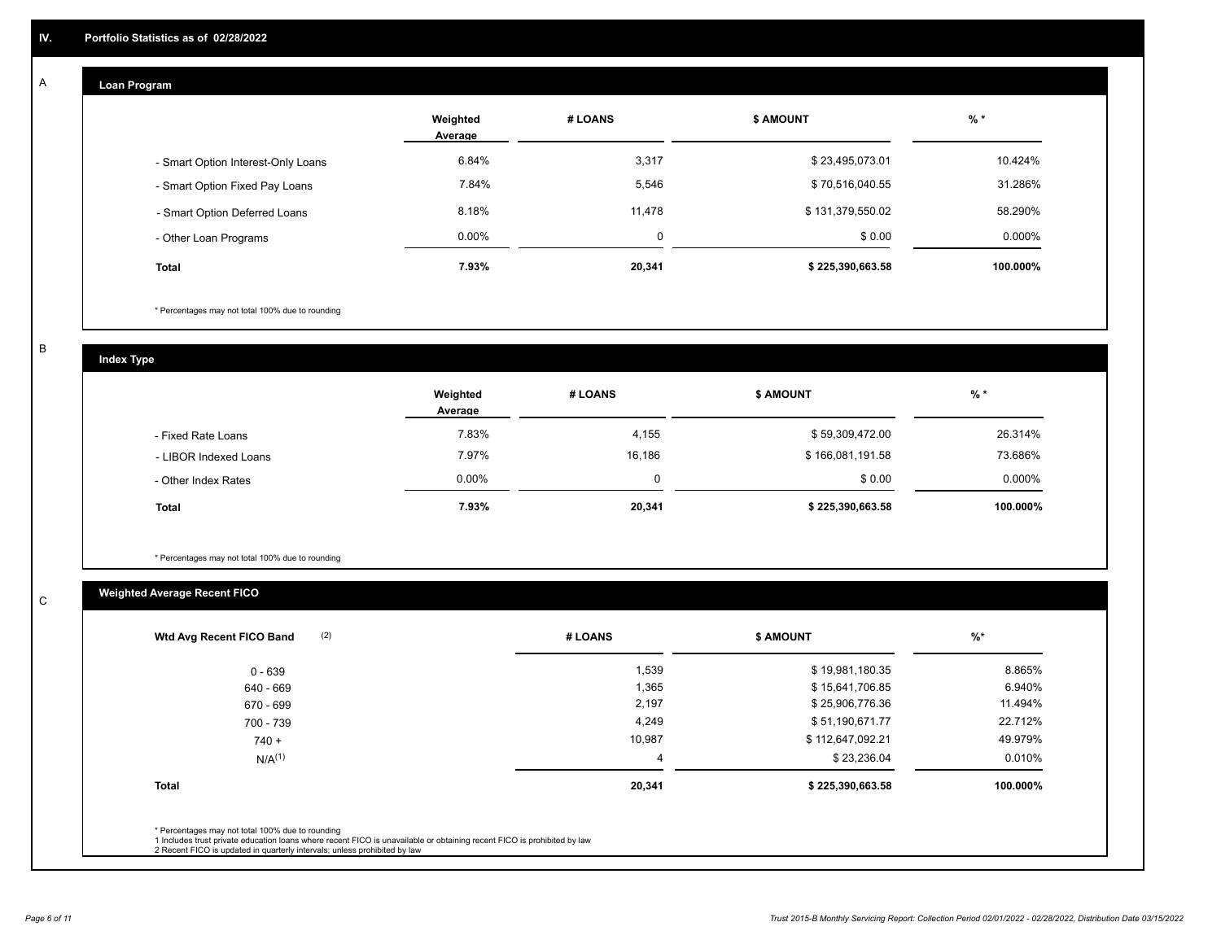## IV. Portfolio Statistics as of 02/28/2022

### A Loan Program

| | Weighted Average | # LOANS | $ AMOUNT | % * |
|---|---|---|---|---|
| - Smart Option Interest-Only Loans | 6.84% | 3,317 | $ 23,495,073.01 | 10.424% |
| - Smart Option Fixed Pay Loans | 7.84% | 5,546 | $ 70,516,040.55 | 31.286% |
| - Smart Option Deferred Loans | 8.18% | 11,478 | $ 131,379,550.02 | 58.290% |
| - Other Loan Programs | 0.00% | 0 | $ 0.00 | 0.000% |
| **Total** | **7.93%** | **20,341** | **$ 225,390,663.58** | **100.000%** |

* Percentages may not total 100% due to rounding

### B Index Type

| | Weighted Average | # LOANS | $ AMOUNT | % * |
|---|---|---|---|---|
| - Fixed Rate Loans | 7.83% | 4,155 | $ 59,309,472.00 | 26.314% |
| - LIBOR Indexed Loans | 7.97% | 16,186 | $ 166,081,191.58 | 73.686% |
| - Other Index Rates | 0.00% | 0 | $ 0.00 | 0.000% |
| **Total** | **7.93%** | **20,341** | **$ 225,390,663.58** | **100.000%** |

* Percentages may not total 100% due to rounding

### C Weighted Average Recent FICO

| Wtd Avg Recent FICO Band (2) | # LOANS | $ AMOUNT | %* |
|---|---|---|---|
| 0 - 639 | 1,539 | $ 19,981,180.35 | 8.865% |
| 640 - 669 | 1,365 | $ 15,641,706.85 | 6.940% |
| 670 - 699 | 2,197 | $ 25,906,776.36 | 11.494% |
| 700 - 739 | 4,249 | $ 51,190,671.77 | 22.712% |
| 740 + | 10,987 | $ 112,647,092.21 | 49.979% |
| N/A(1) | 4 | $ 23,236.04 | 0.010% |
| **Total** | **20,341** | **$ 225,390,663.58** | **100.000%** |

* Percentages may not total 100% due to rounding
1 Includes trust private education loans where recent FICO is unavailable or obtaining recent FICO is prohibited by law
2 Recent FICO is updated in quarterly intervals; unless prohibited by law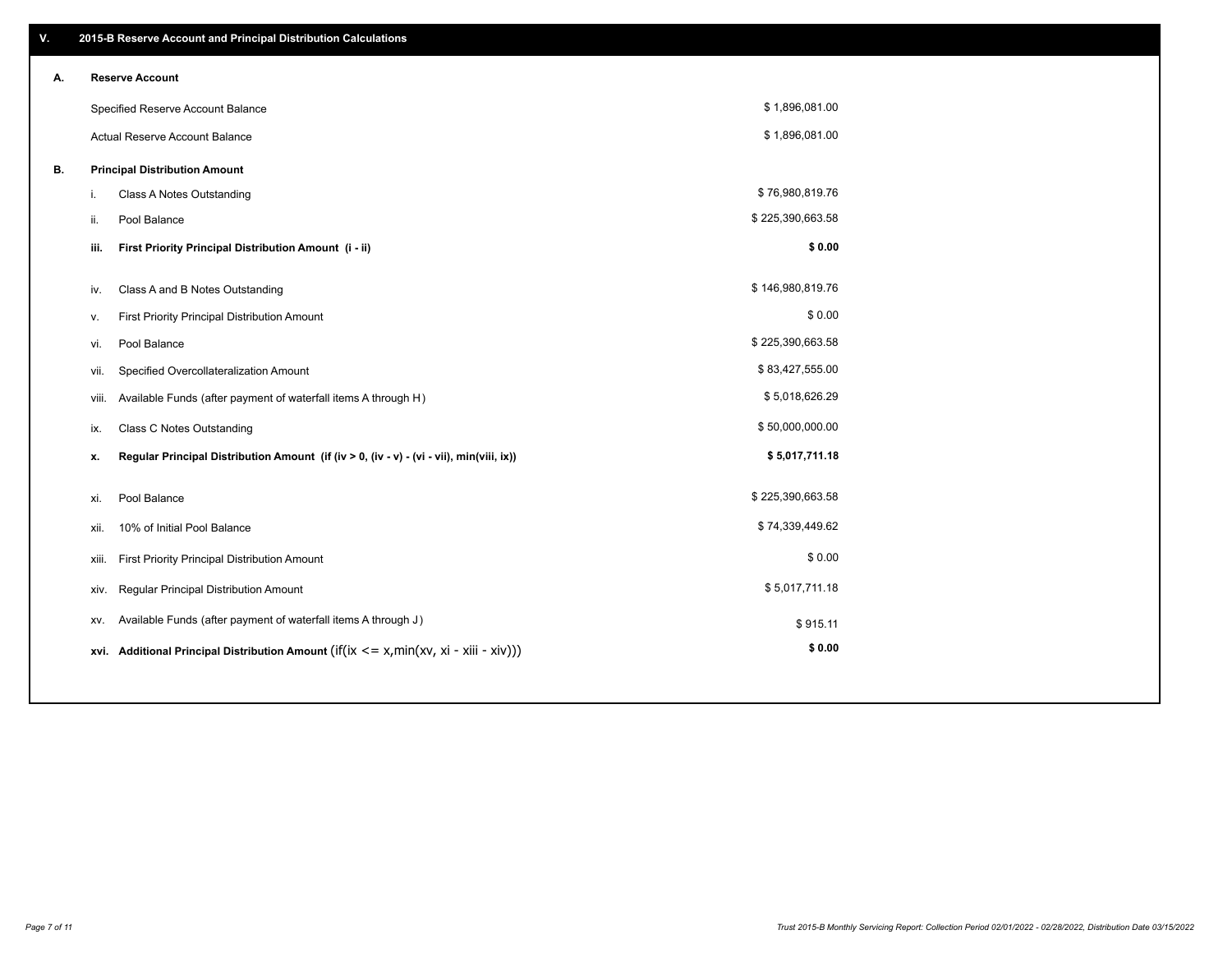## V. 2015-B Reserve Account and Principal Distribution Calculations

### A. Reserve Account

| | | |
|---|---|---|
| | Specified Reserve Account Balance | $ 1,896,081.00 |
| | Actual Reserve Account Balance | $ 1,896,081.00 |

### B. Principal Distribution Amount

| | | |
|---|---|---|
| i. | Class A Notes Outstanding | $ 76,980,819.76 |
| ii. | Pool Balance | $ 225,390,663.58 |
| **iii.** | **First Priority Principal Distribution Amount (i - ii)** | **$ 0.00** |
| iv. | Class A and B Notes Outstanding | $ 146,980,819.76 |
| v. | First Priority Principal Distribution Amount | $ 0.00 |
| vi. | Pool Balance | $ 225,390,663.58 |
| vii. | Specified Overcollateralization Amount | $ 83,427,555.00 |
| viii. | Available Funds (after payment of waterfall items A through H) | $ 5,018,626.29 |
| ix. | Class C Notes Outstanding | $ 50,000,000.00 |
| **x.** | **Regular Principal Distribution Amount (if (iv > 0, (iv - v) - (vi - vii), min(viii, ix))** | **$ 5,017,711.18** |
| xi. | Pool Balance | $ 225,390,663.58 |
| xii. | 10% of Initial Pool Balance | $ 74,339,449.62 |
| xiii. | First Priority Principal Distribution Amount | $ 0.00 |
| xiv. | Regular Principal Distribution Amount | $ 5,017,711.18 |
| xv. | Available Funds (after payment of waterfall items A through J) | $ 915.11 |
| **xvi.** | **Additional Principal Distribution Amount** (if(ix <= x,min(xv, xi - xiii - xiv))) | **$ 0.00** |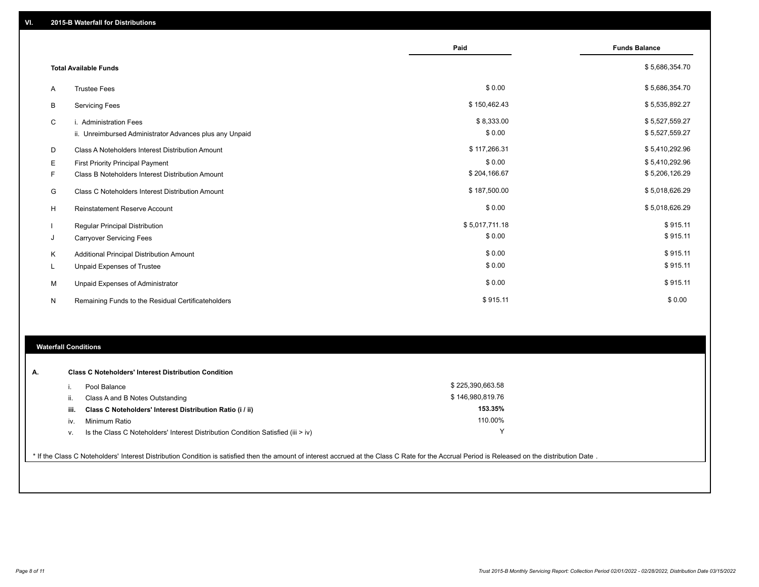## VI. 2015-B Waterfall for Distributions

| | | Paid | Funds Balance |
|---|---|---|---|
| | **Total Available Funds** | | $ 5,686,354.70 |
| A | Trustee Fees | $ 0.00 | $ 5,686,354.70 |
| B | Servicing Fees | $ 150,462.43 | $ 5,535,892.27 |
| C | i. Administration Fees | $ 8,333.00 | $ 5,527,559.27 |
| | ii. Unreimbursed Administrator Advances plus any Unpaid | $ 0.00 | $ 5,527,559.27 |
| D | Class A Noteholders Interest Distribution Amount | $ 117,266.31 | $ 5,410,292.96 |
| E | First Priority Principal Payment | $ 0.00 | $ 5,410,292.96 |
| F | Class B Noteholders Interest Distribution Amount | $ 204,166.67 | $ 5,206,126.29 |
| G | Class C Noteholders Interest Distribution Amount | $ 187,500.00 | $ 5,018,626.29 |
| H | Reinstatement Reserve Account | $ 0.00 | $ 5,018,626.29 |
| I | Regular Principal Distribution | $ 5,017,711.18 | $ 915.11 |
| J | Carryover Servicing Fees | $ 0.00 | $ 915.11 |
| K | Additional Principal Distribution Amount | $ 0.00 | $ 915.11 |
| L | Unpaid Expenses of Trustee | $ 0.00 | $ 915.11 |
| M | Unpaid Expenses of Administrator | $ 0.00 | $ 915.11 |
| N | Remaining Funds to the Residual Certificateholders | $ 915.11 | $ 0.00 |

## Waterfall Conditions

| A. | **Class C Noteholders' Interest Distribution Condition** | |
|---|---|---|
| i. | Pool Balance | $ 225,390,663.58 |
| ii. | Class A and B Notes Outstanding | $ 146,980,819.76 |
| **iii.** | **Class C Noteholders' Interest Distribution Ratio (i / ii)** | **153.35%** |
| iv. | Minimum Ratio | 110.00% |
| v. | Is the Class C Noteholders' Interest Distribution Condition Satisfied (iii > iv) | Y |

* If the Class C Noteholders' Interest Distribution Condition is satisfied then the amount of interest accrued at the Class C Rate for the Accrual Period is Released on the distribution Date .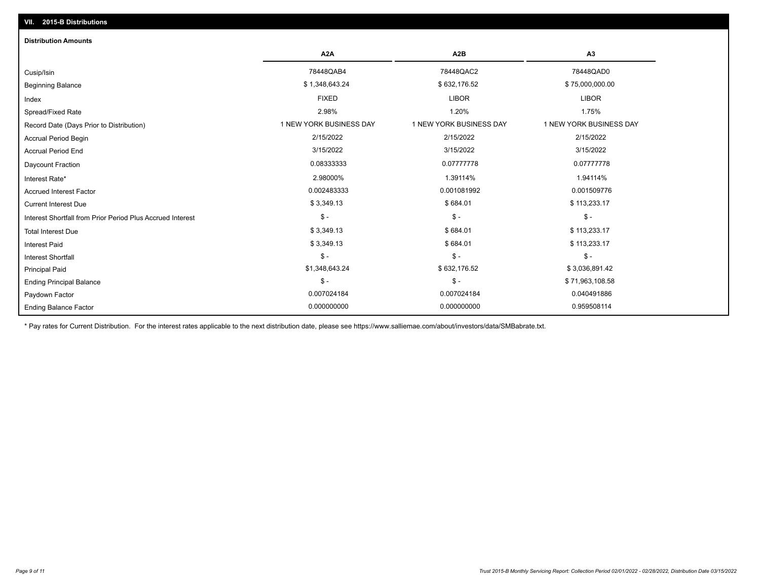## VII. 2015-B Distributions

### Distribution Amounts

| | A2A | A2B | A3 |
|---|---|---|---|
| Cusip/Isin | 78448QAB4 | 78448QAC2 | 78448QAD0 |
| Beginning Balance | $ 1,348,643.24 | $ 632,176.52 | $ 75,000,000.00 |
| Index | FIXED | LIBOR | LIBOR |
| Spread/Fixed Rate | 2.98% | 1.20% | 1.75% |
| Record Date (Days Prior to Distribution) | 1 NEW YORK BUSINESS DAY | 1 NEW YORK BUSINESS DAY | 1 NEW YORK BUSINESS DAY |
| Accrual Period Begin | 2/15/2022 | 2/15/2022 | 2/15/2022 |
| Accrual Period End | 3/15/2022 | 3/15/2022 | 3/15/2022 |
| Daycount Fraction | 0.08333333 | 0.07777778 | 0.07777778 |
| Interest Rate* | 2.98000% | 1.39114% | 1.94114% |
| Accrued Interest Factor | 0.002483333 | 0.001081992 | 0.001509776 |
| Current Interest Due | $ 3,349.13 | $ 684.01 | $ 113,233.17 |
| Interest Shortfall from Prior Period Plus Accrued Interest | $ - | $ - | $ - |
| Total Interest Due | $ 3,349.13 | $ 684.01 | $ 113,233.17 |
| Interest Paid | $ 3,349.13 | $ 684.01 | $ 113,233.17 |
| Interest Shortfall | $ - | $ - | $ - |
| Principal Paid | $1,348,643.24 | $ 632,176.52 | $ 3,036,891.42 |
| Ending Principal Balance | $ - | $ - | $ 71,963,108.58 |
| Paydown Factor | 0.007024184 | 0.007024184 | 0.040491886 |
| Ending Balance Factor | 0.000000000 | 0.000000000 | 0.959508114 |

* Pay rates for Current Distribution. For the interest rates applicable to the next distribution date, please see https://www.salliemae.com/about/investors/data/SMBabrate.txt.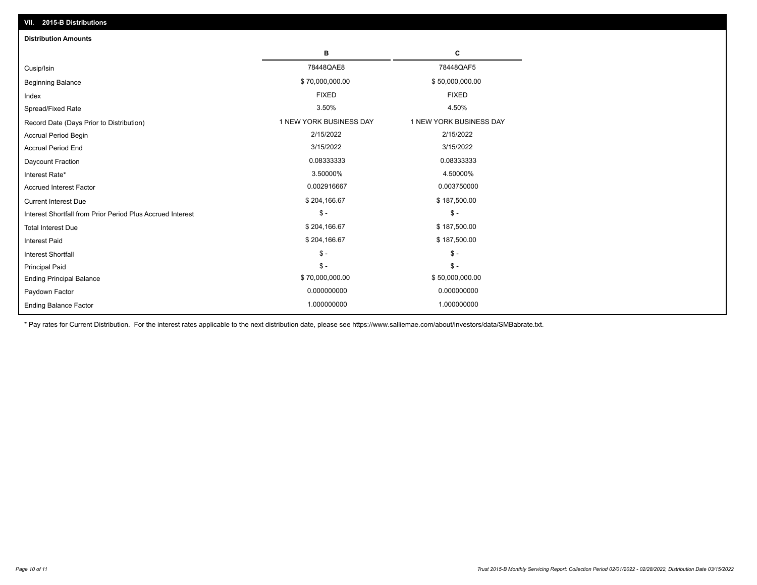## VII. 2015-B Distributions

### Distribution Amounts

| | B | C |
|---|---|---|
| Cusip/Isin | 78448QAE8 | 78448QAF5 |
| Beginning Balance | $ 70,000,000.00 | $ 50,000,000.00 |
| Index | FIXED | FIXED |
| Spread/Fixed Rate | 3.50% | 4.50% |
| Record Date (Days Prior to Distribution) | 1 NEW YORK BUSINESS DAY | 1 NEW YORK BUSINESS DAY |
| Accrual Period Begin | 2/15/2022 | 2/15/2022 |
| Accrual Period End | 3/15/2022 | 3/15/2022 |
| Daycount Fraction | 0.08333333 | 0.08333333 |
| Interest Rate* | 3.50000% | 4.50000% |
| Accrued Interest Factor | 0.002916667 | 0.003750000 |
| Current Interest Due | $ 204,166.67 | $ 187,500.00 |
| Interest Shortfall from Prior Period Plus Accrued Interest | $ - | $ - |
| Total Interest Due | $ 204,166.67 | $ 187,500.00 |
| Interest Paid | $ 204,166.67 | $ 187,500.00 |
| Interest Shortfall | $ - | $ - |
| Principal Paid | $ - | $ - |
| Ending Principal Balance | $ 70,000,000.00 | $ 50,000,000.00 |
| Paydown Factor | 0.000000000 | 0.000000000 |
| Ending Balance Factor | 1.000000000 | 1.000000000 |

\* Pay rates for Current Distribution. For the interest rates applicable to the next distribution date, please see https://www.salliemae.com/about/investors/data/SMBabrate.txt.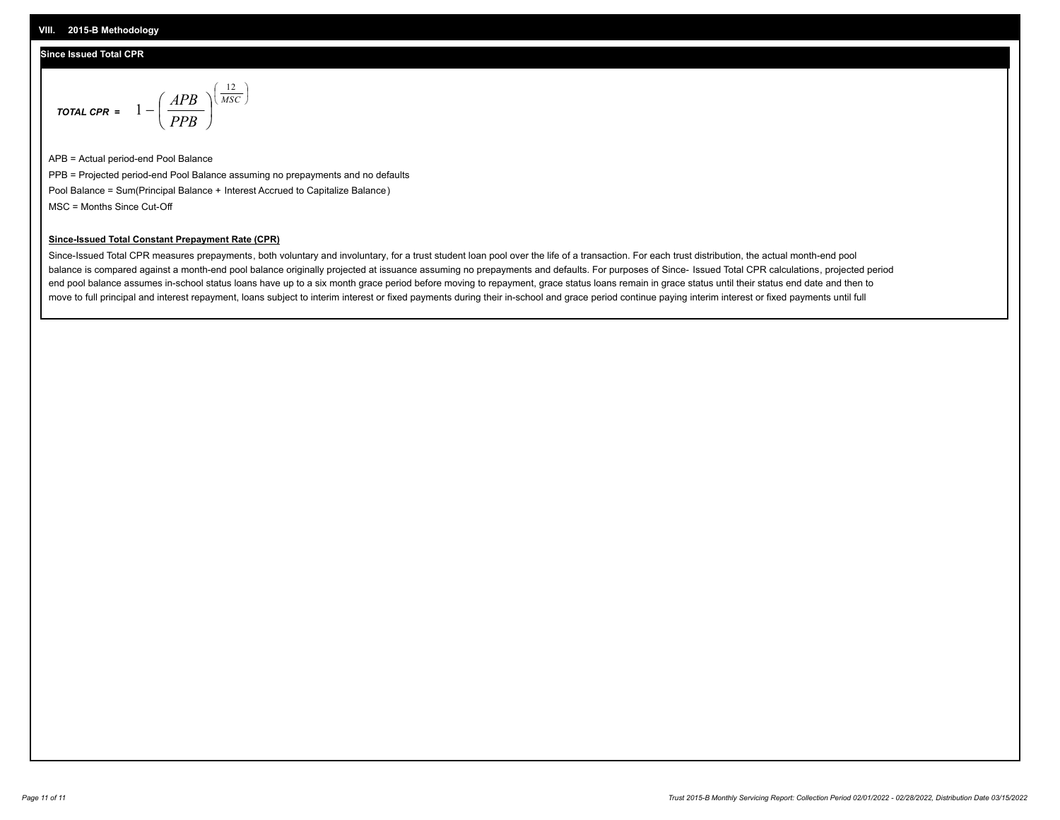## VIII. 2015-B Methodology

### Since Issued Total CPR

$$\textit{TOTAL CPR} = 1 - \left( \frac{APB}{PPB} \right)^{\left( \frac{12}{MSC} \right)}$$

APB = Actual period-end Pool Balance

PPB = Projected period-end Pool Balance assuming no prepayments and no defaults

Pool Balance = Sum(Principal Balance + Interest Accrued to Capitalize Balance)

MSC = Months Since Cut-Off

**Since-Issued Total Constant Prepayment Rate (CPR)**

Since-Issued Total CPR measures prepayments, both voluntary and involuntary, for a trust student loan pool over the life of a transaction. For each trust distribution, the actual month-end pool balance is compared against a month-end pool balance originally projected at issuance assuming no prepayments and defaults. For purposes of Since- Issued Total CPR calculations, projected period end pool balance assumes in-school status loans have up to a six month grace period before moving to repayment, grace status loans remain in grace status until their status end date and then to move to full principal and interest repayment, loans subject to interim interest or fixed payments during their in-school and grace period continue paying interim interest or fixed payments until full